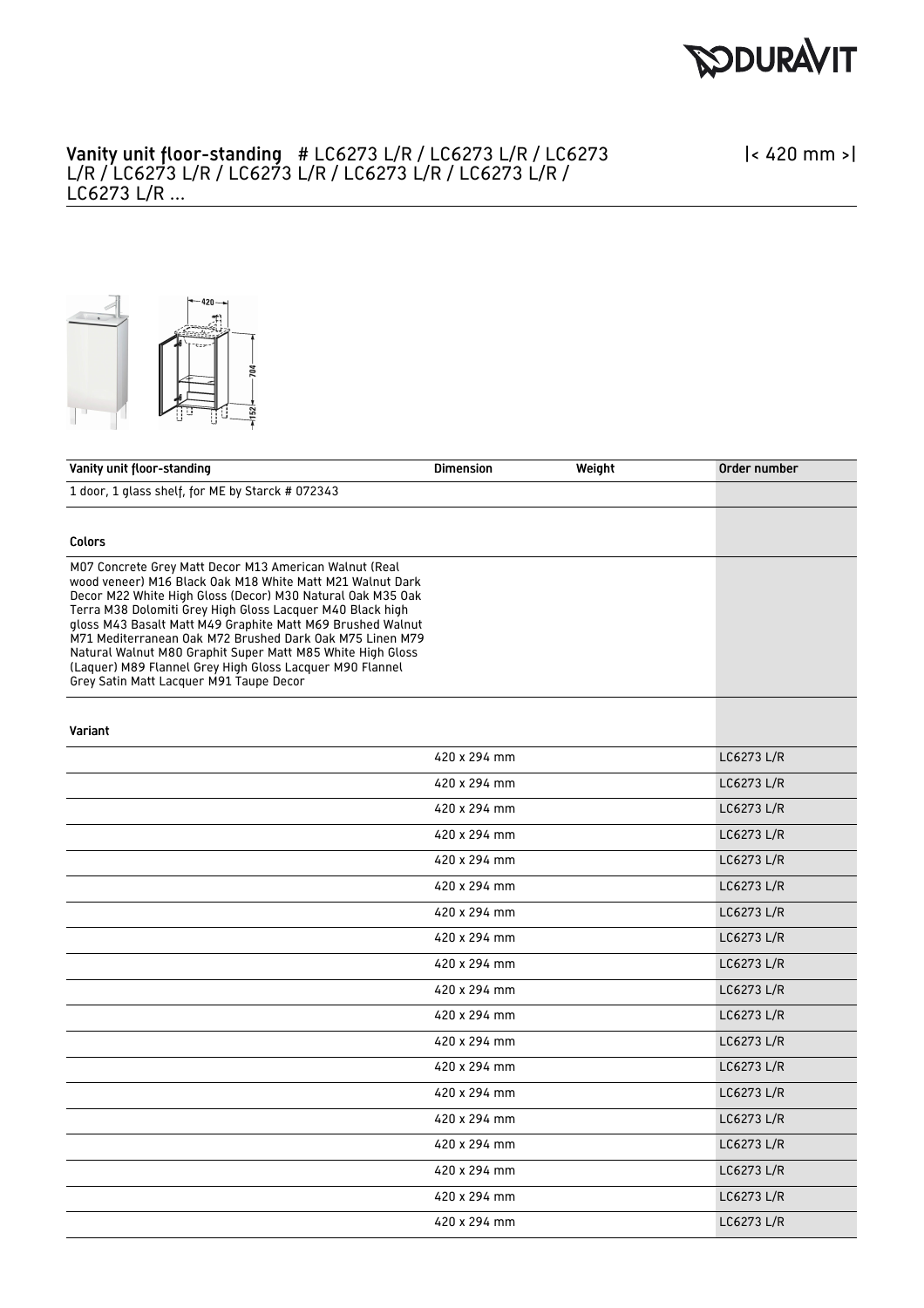# Vanity unit floor-standing # LC6273 L/R / LC6273 L/R / LC6273 L/R / LC6273 L/R / LC6273 L/R / LC6273 L/R / LC6273 L/R / LC6273 L/R ...

|< 420 mm >|

| Vanity unit floor-standing | Dimension | Weight | Order number |
|---|---|---|---|
| 1 door, 1 glass shelf, for ME by Starck # 072343 | | | |
| **Colors** | | | |
| M07 Concrete Grey Matt Decor M13 American Walnut (Real wood veneer) M16 Black Oak M18 White Matt M21 Walnut Dark Decor M22 White High Gloss (Decor) M30 Natural Oak M35 Oak Terra M38 Dolomiti Grey High Gloss Lacquer M40 Black high gloss M43 Basalt Matt M49 Graphite Matt M69 Brushed Walnut M71 Mediterranean Oak M72 Brushed Dark Oak M75 Linen M79 Natural Walnut M80 Graphit Super Matt M85 White High Gloss (Laquer) M89 Flannel Grey High Gloss Lacquer M90 Flannel Grey Satin Matt Lacquer M91 Taupe Decor | | | |
| **Variant** | | | |
| | 420 x 294 mm | | LC6273 L/R |
| | 420 x 294 mm | | LC6273 L/R |
| | 420 x 294 mm | | LC6273 L/R |
| | 420 x 294 mm | | LC6273 L/R |
| | 420 x 294 mm | | LC6273 L/R |
| | 420 x 294 mm | | LC6273 L/R |
| | 420 x 294 mm | | LC6273 L/R |
| | 420 x 294 mm | | LC6273 L/R |
| | 420 x 294 mm | | LC6273 L/R |
| | 420 x 294 mm | | LC6273 L/R |
| | 420 x 294 mm | | LC6273 L/R |
| | 420 x 294 mm | | LC6273 L/R |
| | 420 x 294 mm | | LC6273 L/R |
| | 420 x 294 mm | | LC6273 L/R |
| | 420 x 294 mm | | LC6273 L/R |
| | 420 x 294 mm | | LC6273 L/R |
| | 420 x 294 mm | | LC6273 L/R |
| | 420 x 294 mm | | LC6273 L/R |
| | 420 x 294 mm | | LC6273 L/R |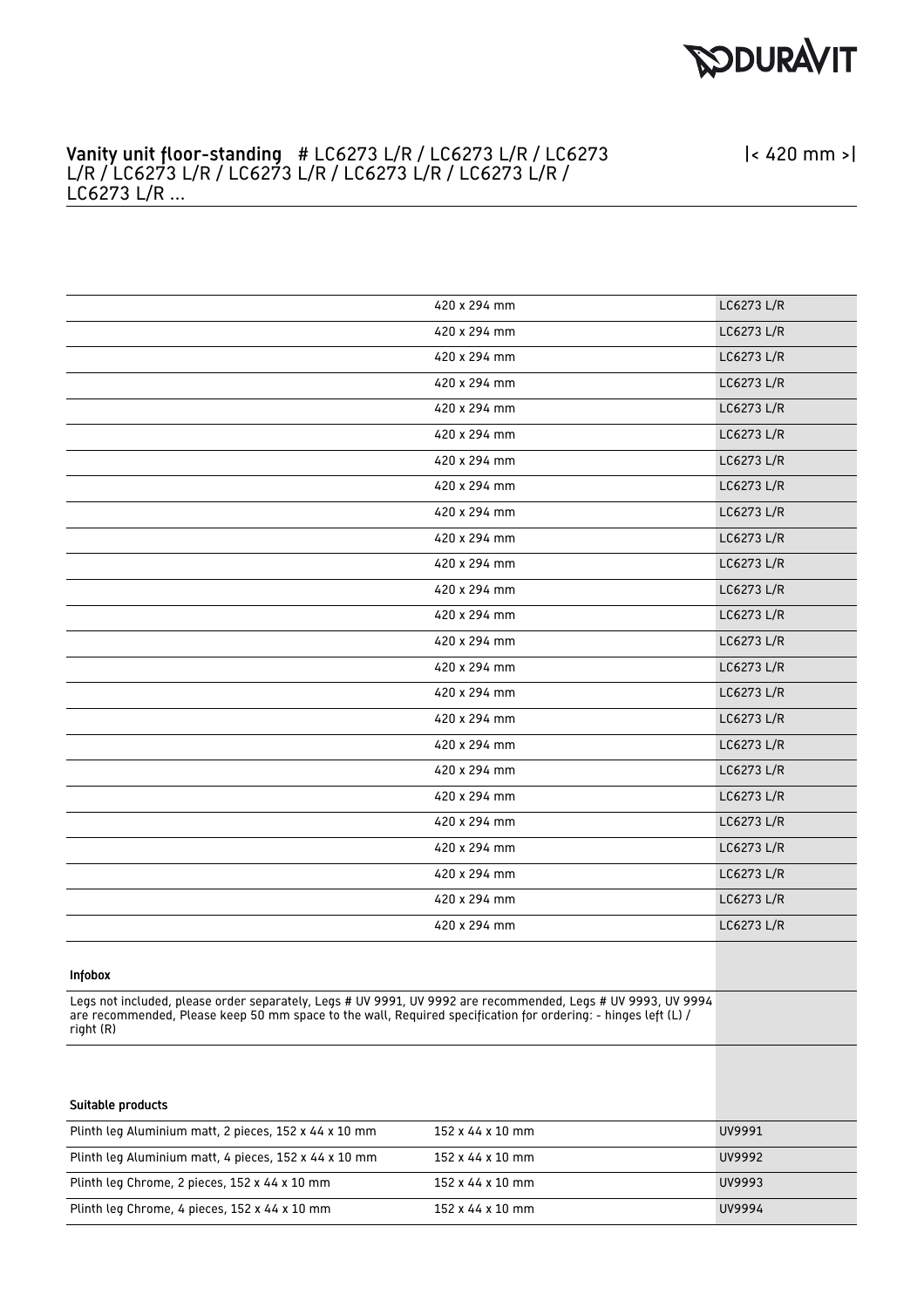# Vanity unit floor-standing # LC6273 L/R / LC6273 L/R / LC6273 L/R / LC6273 L/R / LC6273 L/R / LC6273 L/R / LC6273 L/R / LC6273 L/R ...

|< 420 mm >|

| | | |
|---|---|---|
| | 420 x 294 mm | LC6273 L/R |
| | 420 x 294 mm | LC6273 L/R |
| | 420 x 294 mm | LC6273 L/R |
| | 420 x 294 mm | LC6273 L/R |
| | 420 x 294 mm | LC6273 L/R |
| | 420 x 294 mm | LC6273 L/R |
| | 420 x 294 mm | LC6273 L/R |
| | 420 x 294 mm | LC6273 L/R |
| | 420 x 294 mm | LC6273 L/R |
| | 420 x 294 mm | LC6273 L/R |
| | 420 x 294 mm | LC6273 L/R |
| | 420 x 294 mm | LC6273 L/R |
| | 420 x 294 mm | LC6273 L/R |
| | 420 x 294 mm | LC6273 L/R |
| | 420 x 294 mm | LC6273 L/R |
| | 420 x 294 mm | LC6273 L/R |
| | 420 x 294 mm | LC6273 L/R |
| | 420 x 294 mm | LC6273 L/R |
| | 420 x 294 mm | LC6273 L/R |
| | 420 x 294 mm | LC6273 L/R |
| | 420 x 294 mm | LC6273 L/R |
| | 420 x 294 mm | LC6273 L/R |
| | 420 x 294 mm | LC6273 L/R |
| | 420 x 294 mm | LC6273 L/R |
| | 420 x 294 mm | LC6273 L/R |

**Infobox**

Legs not included, please order separately, Legs # UV 9991, UV 9992 are recommended, Legs # UV 9993, UV 9994 are recommended, Please keep 50 mm space to the wall, Required specification for ordering: - hinges left (L) / right (R)

**Suitable products**

| | | |
|---|---|---|
| Plinth leg Aluminium matt, 2 pieces, 152 x 44 x 10 mm | 152 x 44 x 10 mm | UV9991 |
| Plinth leg Aluminium matt, 4 pieces, 152 x 44 x 10 mm | 152 x 44 x 10 mm | UV9992 |
| Plinth leg Chrome, 2 pieces, 152 x 44 x 10 mm | 152 x 44 x 10 mm | UV9993 |
| Plinth leg Chrome, 4 pieces, 152 x 44 x 10 mm | 152 x 44 x 10 mm | UV9994 |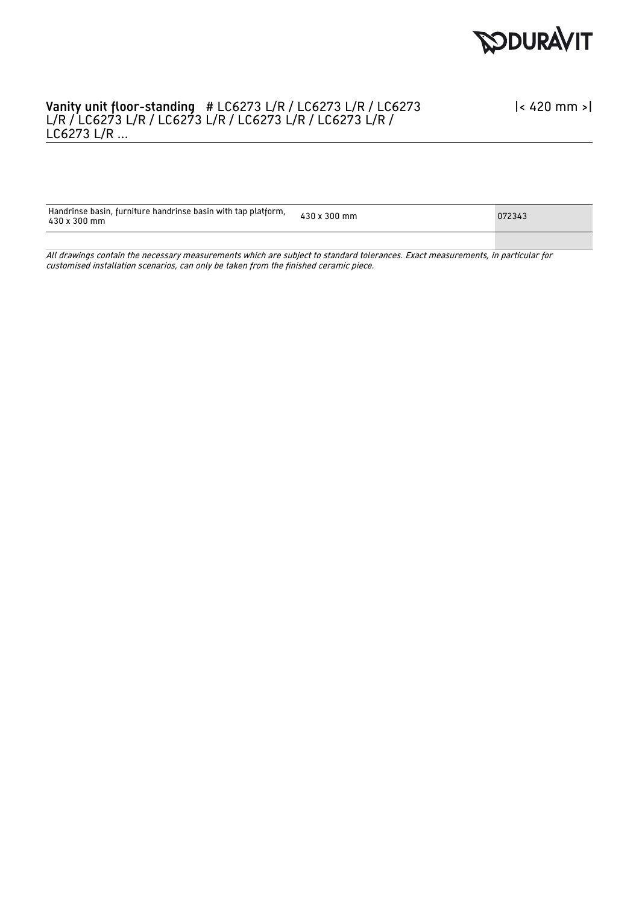**Vanity unit floor-standing** # LC6273 L/R / LC6273 L/R / LC6273 L/R / LC6273 L/R / LC6273 L/R / LC6273 L/R / LC6273 L/R / LC6273 L/R ... |< 420 mm >|

| | | |
|---|---|---|
| Handrinse basin, furniture handrinse basin with tap platform, 430 x 300 mm | 430 x 300 mm | 072343 |
| | | |

*All drawings contain the necessary measurements which are subject to standard tolerances. Exact measurements, in particular for customised installation scenarios, can only be taken from the finished ceramic piece.*